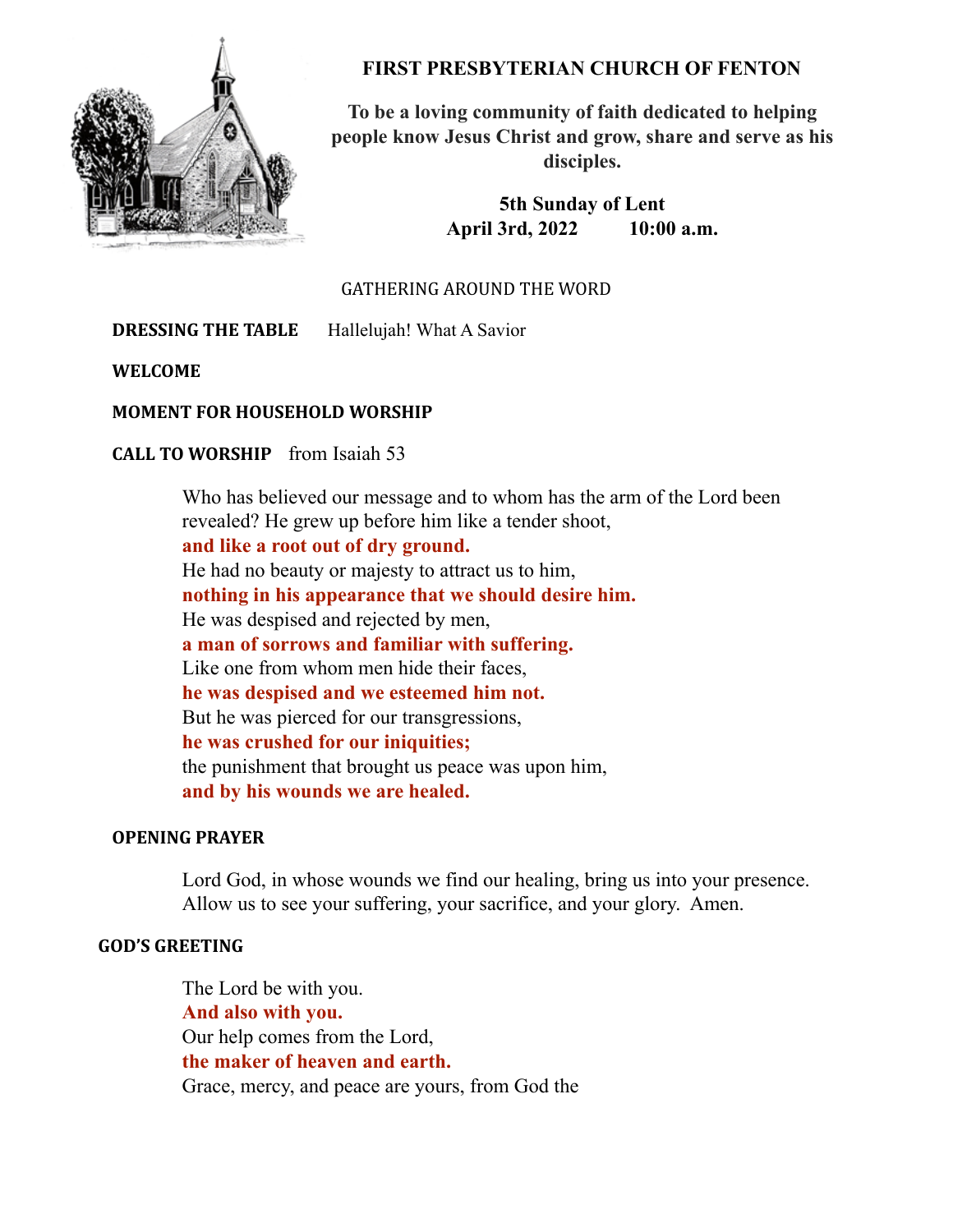# FIRST PRESBYTERIAN CHURCH OF FENTON

**To be a loving community of faith dedicated to helping people know Jesus Christ and grow, share and serve as his disciples.**

**5th Sunday of Lent**
**April 3rd, 2022 10:00 a.m.**

## GATHERING AROUND THE WORD

**DRESSING THE TABLE** Hallelujah! What A Savior

**WELCOME**

**MOMENT FOR HOUSEHOLD WORSHIP**

**CALL TO WORSHIP** from Isaiah 53

Who has believed our message and to whom has the arm of the Lord been revealed? He grew up before him like a tender shoot,
**and like a root out of dry ground.**
He had no beauty or majesty to attract us to him,
**nothing in his appearance that we should desire him.**
He was despised and rejected by men,
**a man of sorrows and familiar with suffering.**
Like one from whom men hide their faces,
**he was despised and we esteemed him not.**
But he was pierced for our transgressions,
**he was crushed for our iniquities;**
the punishment that brought us peace was upon him,
**and by his wounds we are healed.**

**OPENING PRAYER**

Lord God, in whose wounds we find our healing, bring us into your presence. Allow us to see your suffering, your sacrifice, and your glory. Amen.

**GOD'S GREETING**

The Lord be with you.
**And also with you.**
Our help comes from the Lord,
**the maker of heaven and earth.**
Grace, mercy, and peace are yours, from God the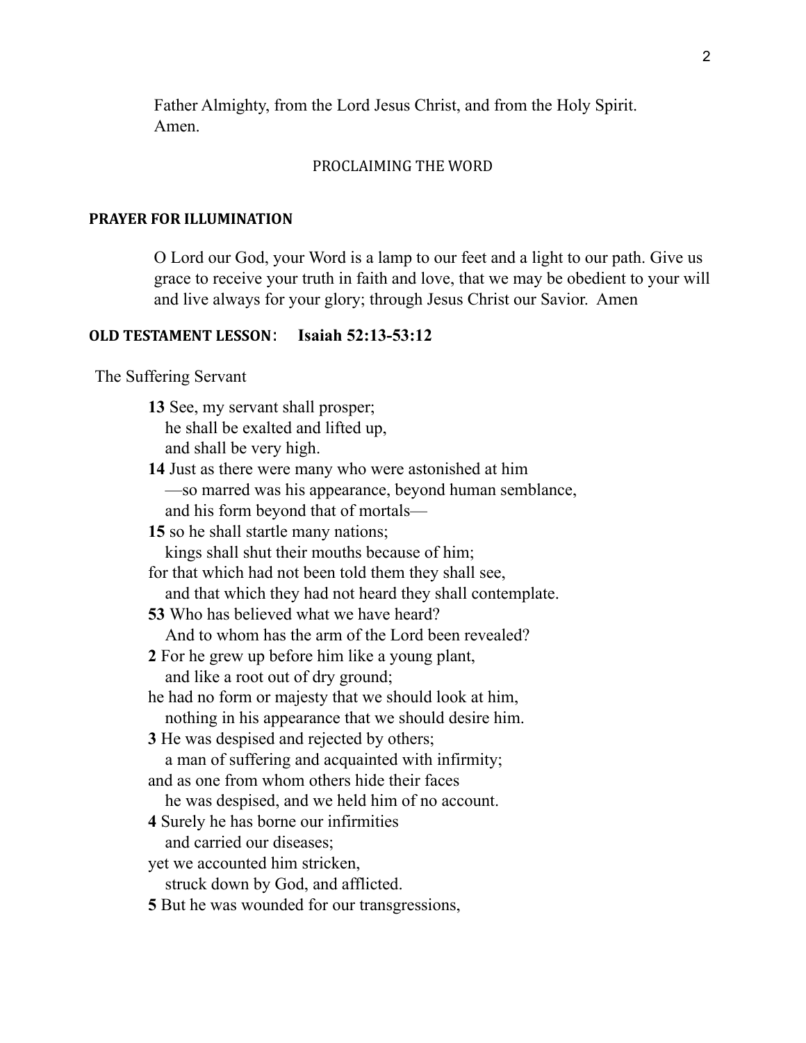Father Almighty, from the Lord Jesus Christ, and from the Holy Spirit.
Amen.

PROCLAIMING THE WORD

**PRAYER FOR ILLUMINATION**

O Lord our God, your Word is a lamp to our feet and a light to our path. Give us grace to receive your truth in faith and love, that we may be obedient to your will and live always for your glory; through Jesus Christ our Savior. Amen

**OLD TESTAMENT LESSON**: **Isaiah 52:13-53:12**

The Suffering Servant

**13** See, my servant shall prosper;
he shall be exalted and lifted up,
and shall be very high.
**14** Just as there were many who were astonished at him
—so marred was his appearance, beyond human semblance,
and his form beyond that of mortals—
**15** so he shall startle many nations;
kings shall shut their mouths because of him;
for that which had not been told them they shall see,
and that which they had not heard they shall contemplate.
**53** Who has believed what we have heard?
And to whom has the arm of the Lord been revealed?
**2** For he grew up before him like a young plant,
and like a root out of dry ground;
he had no form or majesty that we should look at him,
nothing in his appearance that we should desire him.
**3** He was despised and rejected by others;
a man of suffering and acquainted with infirmity;
and as one from whom others hide their faces
he was despised, and we held him of no account.
**4** Surely he has borne our infirmities
and carried our diseases;
yet we accounted him stricken,
struck down by God, and afflicted.
**5** But he was wounded for our transgressions,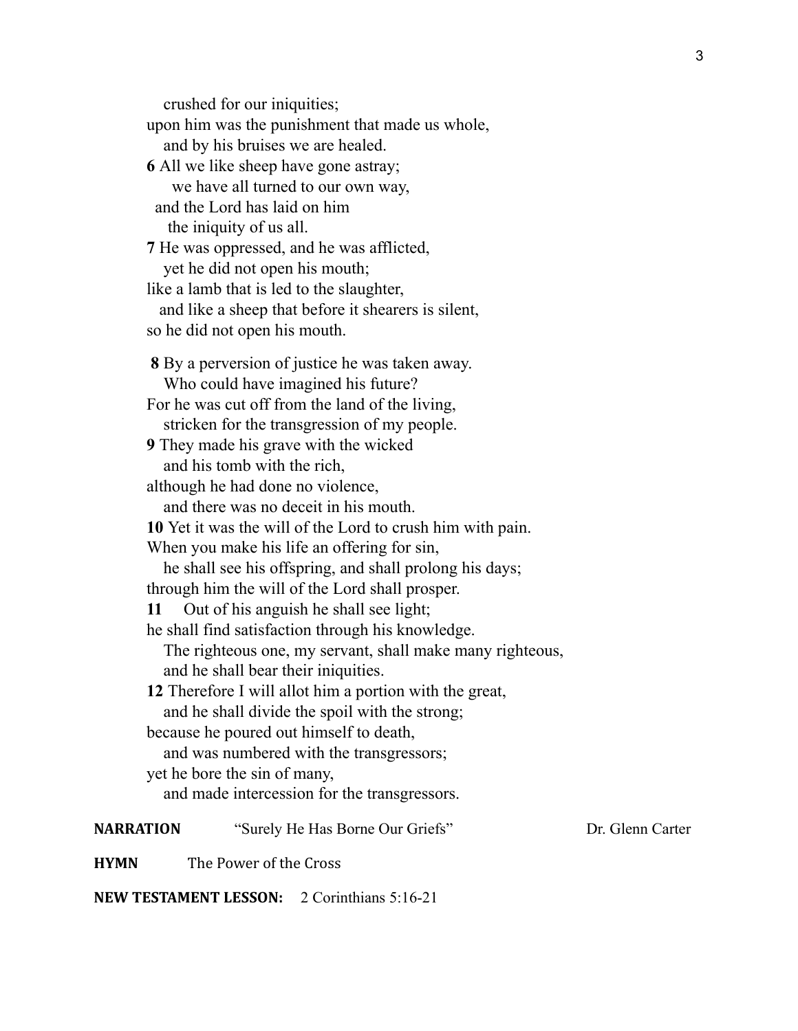crushed for our iniquities;  
upon him was the punishment that made us whole,  
and by his bruises we are healed.  
**6** All we like sheep have gone astray;  
we have all turned to our own way,  
and the Lord has laid on him  
the iniquity of us all.  
**7** He was oppressed, and he was afflicted,  
yet he did not open his mouth;  
like a lamb that is led to the slaughter,  
and like a sheep that before it shearers is silent,  
so he did not open his mouth.

**8** By a perversion of justice he was taken away.  
Who could have imagined his future?  
For he was cut off from the land of the living,  
stricken for the transgression of my people.  
**9** They made his grave with the wicked  
and his tomb with the rich,  
although he had done no violence,  
and there was no deceit in his mouth.  
**10** Yet it was the will of the Lord to crush him with pain.  
When you make his life an offering for sin,  
he shall see his offspring, and shall prolong his days;  
through him the will of the Lord shall prosper.  
**11** Out of his anguish he shall see light;  
he shall find satisfaction through his knowledge.  
The righteous one, my servant, shall make many righteous,  
and he shall bear their iniquities.  
**12** Therefore I will allot him a portion with the great,  
and he shall divide the spoil with the strong;  
because he poured out himself to death,  
and was numbered with the transgressors;  
yet he bore the sin of many,  
and made intercession for the transgressors.

**NARRATION** "Surely He Has Borne Our Griefs" Dr. Glenn Carter

**HYMN** The Power of the Cross

**NEW TESTAMENT LESSON:** 2 Corinthians 5:16-21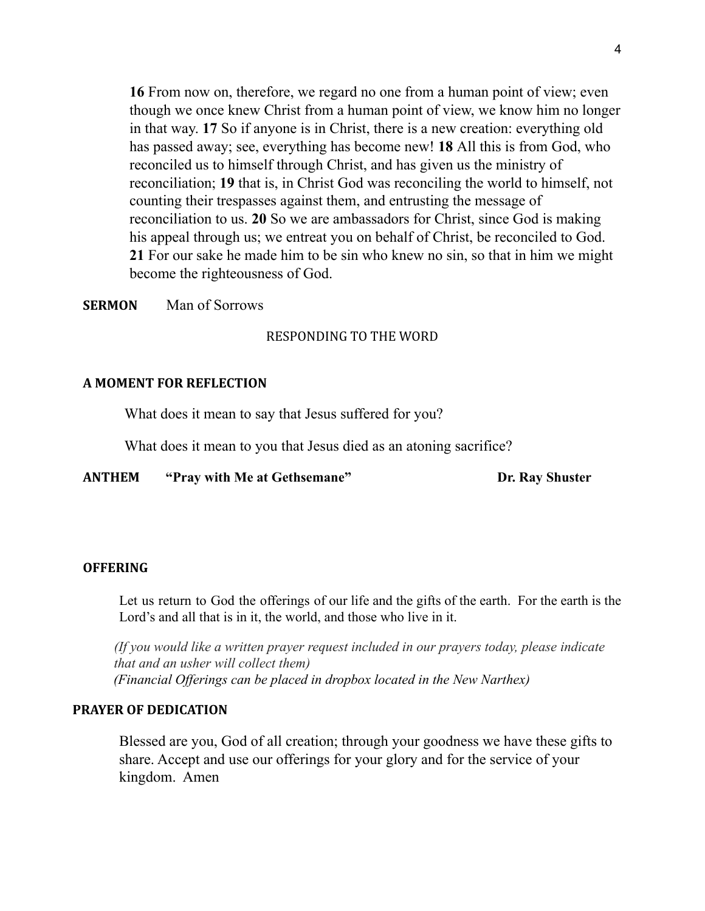**16** From now on, therefore, we regard no one from a human point of view; even though we once knew Christ from a human point of view, we know him no longer in that way. **17** So if anyone is in Christ, there is a new creation: everything old has passed away; see, everything has become new! **18** All this is from God, who reconciled us to himself through Christ, and has given us the ministry of reconciliation; **19** that is, in Christ God was reconciling the world to himself, not counting their trespasses against them, and entrusting the message of reconciliation to us. **20** So we are ambassadors for Christ, since God is making his appeal through us; we entreat you on behalf of Christ, be reconciled to God. **21** For our sake he made him to be sin who knew no sin, so that in him we might become the righteousness of God.

**SERMON** Man of Sorrows

RESPONDING TO THE WORD

**A MOMENT FOR REFLECTION**

What does it mean to say that Jesus suffered for you?

What does it mean to you that Jesus died as an atoning sacrifice?

**ANTHEM "Pray with Me at Gethsemane" Dr. Ray Shuster**

**OFFERING**

Let us return to God the offerings of our life and the gifts of the earth. For the earth is the Lord's and all that is in it, the world, and those who live in it.

*(If you would like a written prayer request included in our prayers today, please indicate that and an usher will collect them)*
*(Financial Offerings can be placed in dropbox located in the New Narthex)*

**PRAYER OF DEDICATION**

Blessed are you, God of all creation; through your goodness we have these gifts to share. Accept and use our offerings for your glory and for the service of your kingdom. Amen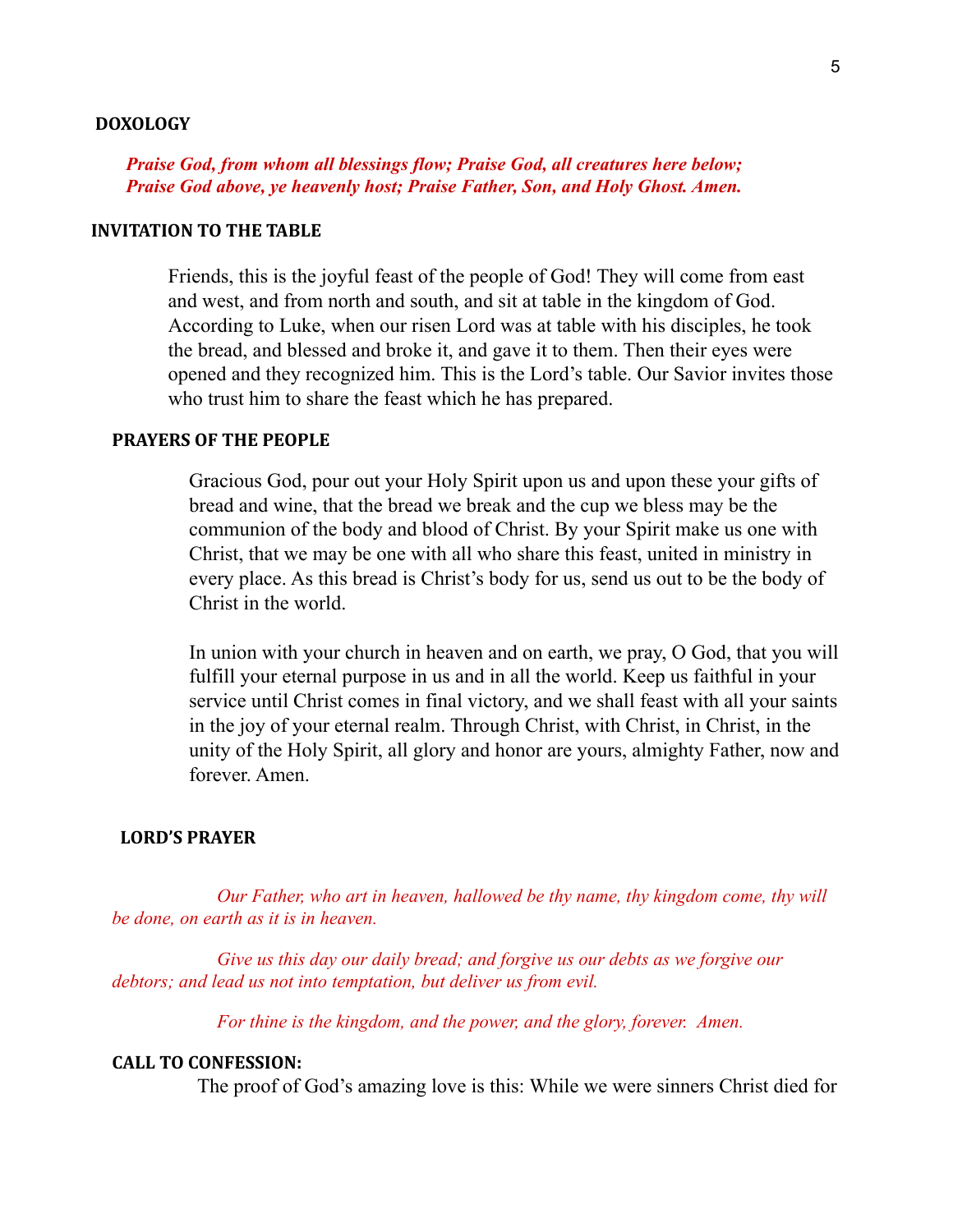## DOXOLOGY

***Praise God, from whom all blessings flow; Praise God, all creatures here below; Praise God above, ye heavenly host; Praise Father, Son, and Holy Ghost. Amen.***

## INVITATION TO THE TABLE

Friends, this is the joyful feast of the people of God! They will come from east and west, and from north and south, and sit at table in the kingdom of God. According to Luke, when our risen Lord was at table with his disciples, he took the bread, and blessed and broke it, and gave it to them. Then their eyes were opened and they recognized him. This is the Lord's table. Our Savior invites those who trust him to share the feast which he has prepared.

## PRAYERS OF THE PEOPLE

Gracious God, pour out your Holy Spirit upon us and upon these your gifts of bread and wine, that the bread we break and the cup we bless may be the communion of the body and blood of Christ. By your Spirit make us one with Christ, that we may be one with all who share this feast, united in ministry in every place. As this bread is Christ's body for us, send us out to be the body of Christ in the world.

In union with your church in heaven and on earth, we pray, O God, that you will fulfill your eternal purpose in us and in all the world. Keep us faithful in your service until Christ comes in final victory, and we shall feast with all your saints in the joy of your eternal realm. Through Christ, with Christ, in Christ, in the unity of the Holy Spirit, all glory and honor are yours, almighty Father, now and forever. Amen.

## LORD'S PRAYER

*Our Father, who art in heaven, hallowed be thy name, thy kingdom come, thy will be done, on earth as it is in heaven.*

*Give us this day our daily bread; and forgive us our debts as we forgive our debtors; and lead us not into temptation, but deliver us from evil.*

*For thine is the kingdom, and the power, and the glory, forever. Amen.*

## CALL TO CONFESSION:

The proof of God's amazing love is this: While we were sinners Christ died for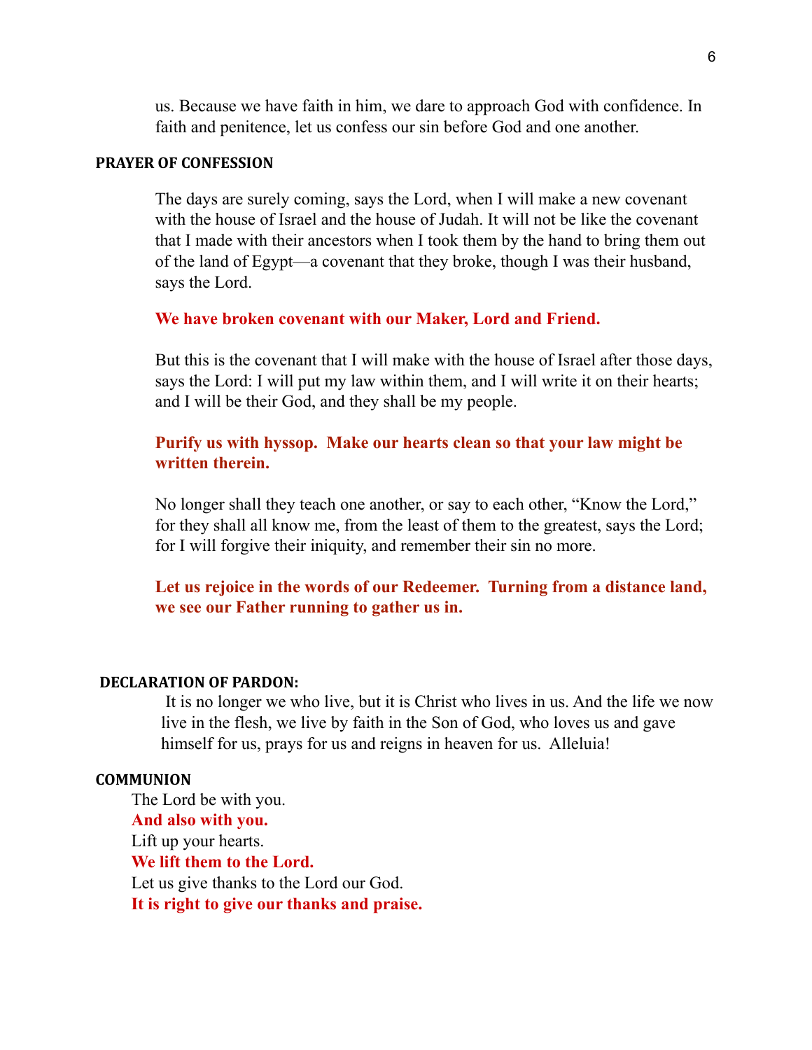us. Because we have faith in him, we dare to approach God with confidence. In faith and penitence, let us confess our sin before God and one another.

## PRAYER OF CONFESSION

The days are surely coming, says the Lord, when I will make a new covenant with the house of Israel and the house of Judah. It will not be like the covenant that I made with their ancestors when I took them by the hand to bring them out of the land of Egypt—a covenant that they broke, though I was their husband, says the Lord.

**We have broken covenant with our Maker, Lord and Friend.**

But this is the covenant that I will make with the house of Israel after those days, says the Lord: I will put my law within them, and I will write it on their hearts; and I will be their God, and they shall be my people.

**Purify us with hyssop. Make our hearts clean so that your law might be written therein.**

No longer shall they teach one another, or say to each other, "Know the Lord," for they shall all know me, from the least of them to the greatest, says the Lord; for I will forgive their iniquity, and remember their sin no more.

**Let us rejoice in the words of our Redeemer. Turning from a distance land, we see our Father running to gather us in.**

## DECLARATION OF PARDON:

It is no longer we who live, but it is Christ who lives in us. And the life we now live in the flesh, we live by faith in the Son of God, who loves us and gave himself for us, prays for us and reigns in heaven for us. Alleluia!

## COMMUNION

The Lord be with you.
**And also with you.**
Lift up your hearts.
**We lift them to the Lord.**
Let us give thanks to the Lord our God.
**It is right to give our thanks and praise.**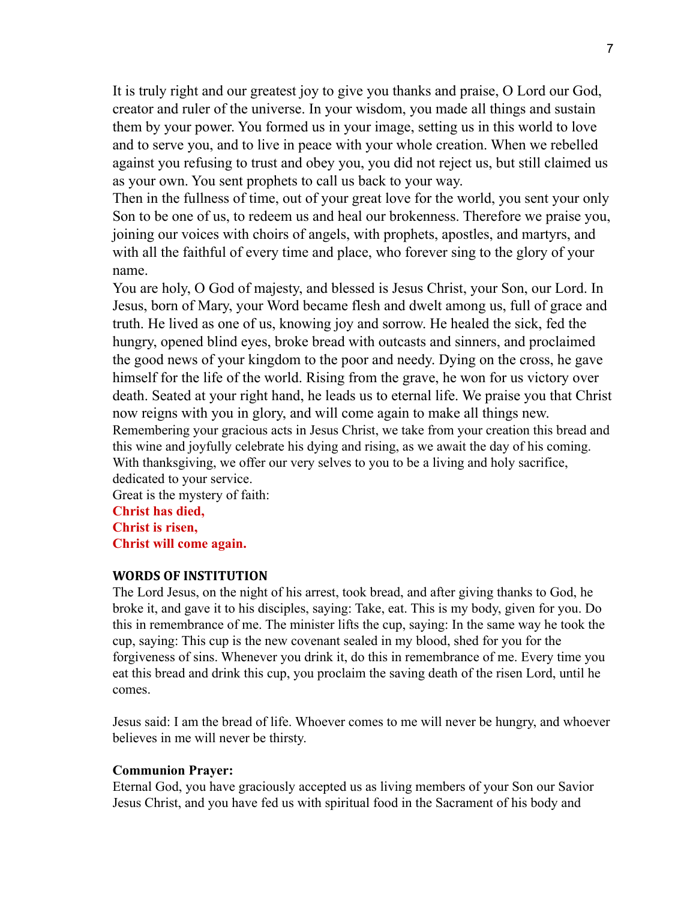It is truly right and our greatest joy to give you thanks and praise, O Lord our God, creator and ruler of the universe. In your wisdom, you made all things and sustain them by your power. You formed us in your image, setting us in this world to love and to serve you, and to live in peace with your whole creation. When we rebelled against you refusing to trust and obey you, you did not reject us, but still claimed us as your own. You sent prophets to call us back to your way.

Then in the fullness of time, out of your great love for the world, you sent your only Son to be one of us, to redeem us and heal our brokenness. Therefore we praise you, joining our voices with choirs of angels, with prophets, apostles, and martyrs, and with all the faithful of every time and place, who forever sing to the glory of your name.

You are holy, O God of majesty, and blessed is Jesus Christ, your Son, our Lord. In Jesus, born of Mary, your Word became flesh and dwelt among us, full of grace and truth. He lived as one of us, knowing joy and sorrow. He healed the sick, fed the hungry, opened blind eyes, broke bread with outcasts and sinners, and proclaimed the good news of your kingdom to the poor and needy. Dying on the cross, he gave himself for the life of the world. Rising from the grave, he won for us victory over death. Seated at your right hand, he leads us to eternal life. We praise you that Christ now reigns with you in glory, and will come again to make all things new.

Remembering your gracious acts in Jesus Christ, we take from your creation this bread and this wine and joyfully celebrate his dying and rising, as we await the day of his coming. With thanksgiving, we offer our very selves to you to be a living and holy sacrifice, dedicated to your service.

Great is the mystery of faith:

**Christ has died,**
**Christ is risen,**
**Christ will come again.**

**WORDS OF INSTITUTION**

The Lord Jesus, on the night of his arrest, took bread, and after giving thanks to God, he broke it, and gave it to his disciples, saying: Take, eat. This is my body, given for you. Do this in remembrance of me. The minister lifts the cup, saying: In the same way he took the cup, saying: This cup is the new covenant sealed in my blood, shed for you for the forgiveness of sins. Whenever you drink it, do this in remembrance of me. Every time you eat this bread and drink this cup, you proclaim the saving death of the risen Lord, until he comes.

Jesus said: I am the bread of life. Whoever comes to me will never be hungry, and whoever believes in me will never be thirsty.

**Communion Prayer:**

Eternal God, you have graciously accepted us as living members of your Son our Savior Jesus Christ, and you have fed us with spiritual food in the Sacrament of his body and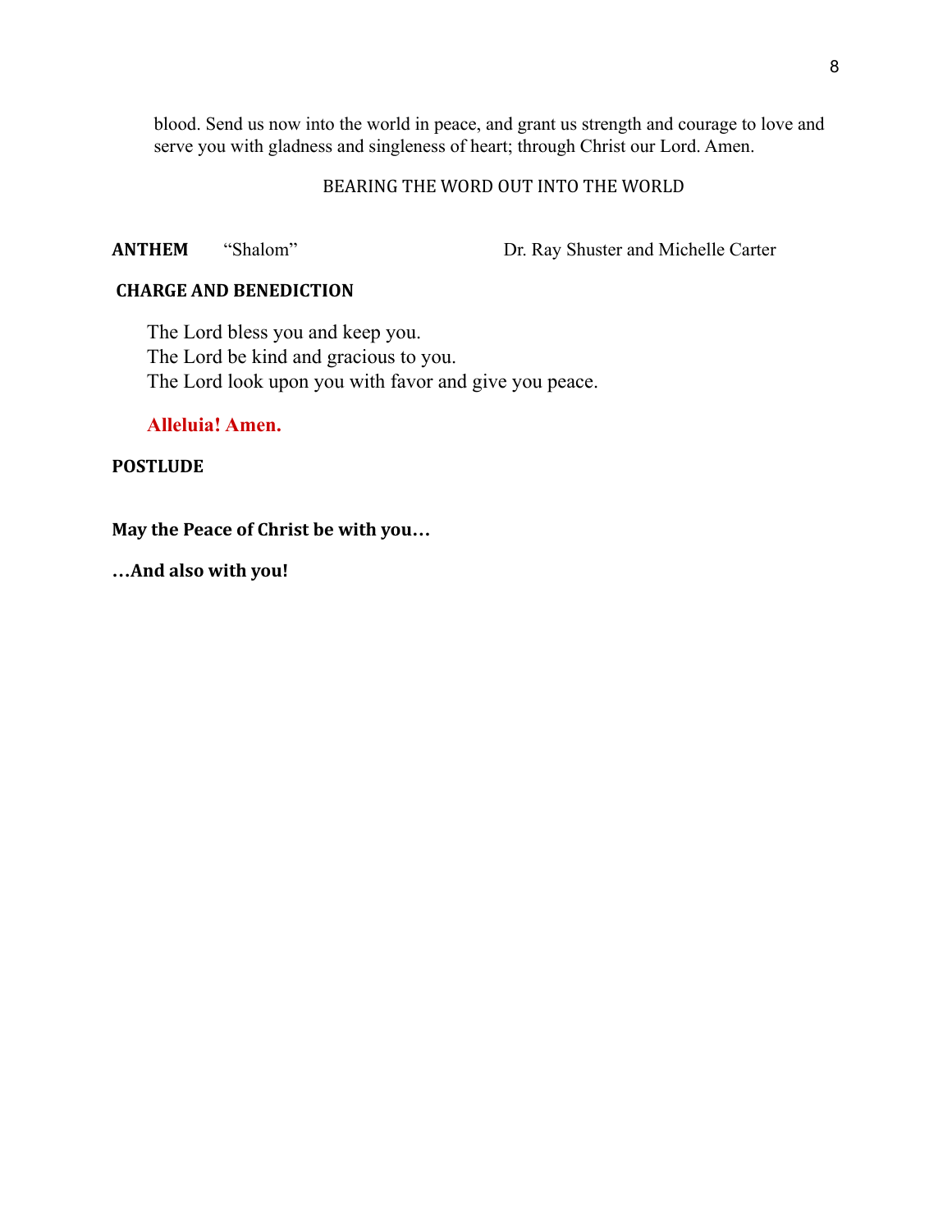blood. Send us now into the world in peace, and grant us strength and courage to love and serve you with gladness and singleness of heart; through Christ our Lord. Amen.

BEARING THE WORD OUT INTO THE WORLD

**ANTHEM** “Shalom” Dr. Ray Shuster and Michelle Carter

**CHARGE AND BENEDICTION**

The Lord bless you and keep you.
The Lord be kind and gracious to you.
The Lord look upon you with favor and give you peace.

**Alleluia! Amen.**

**POSTLUDE**

**May the Peace of Christ be with you…**

**…And also with you!**